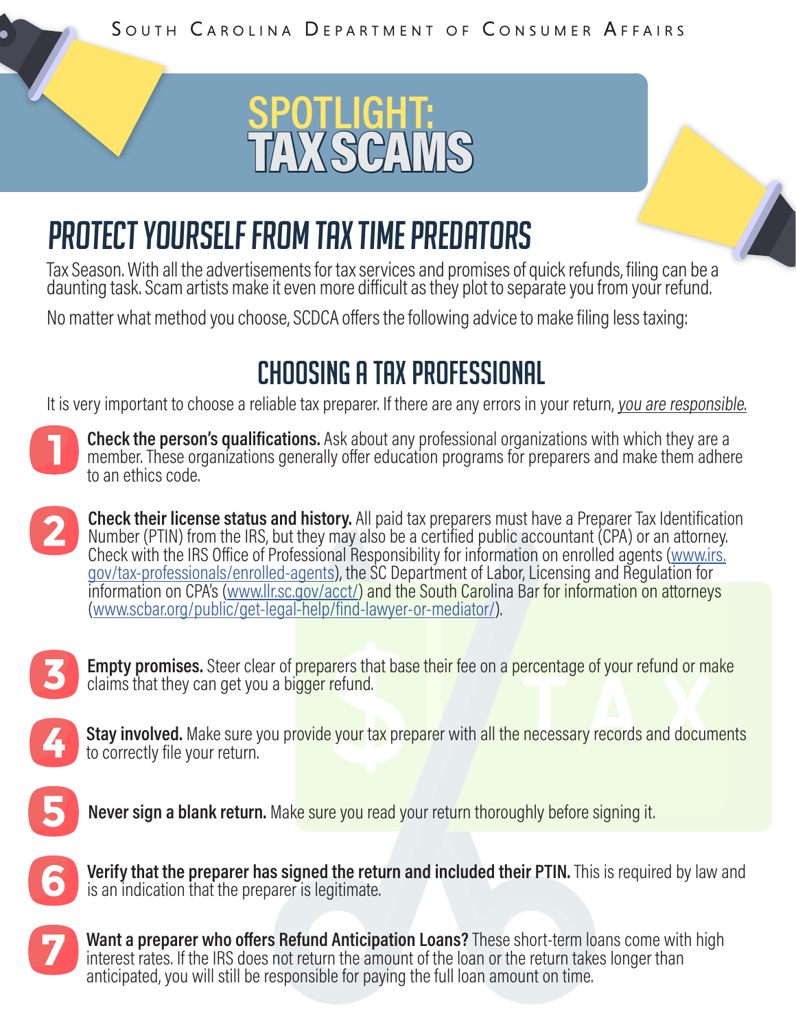South Carolina Department of Consumer Affairs

# SPOTLIGHT: TAX SCAMS

## PROTECT YOURSELF FROM TAX TIME PREDATORS

Tax Season. With all the advertisements for tax services and promises of quick refunds, filing can be a daunting task. Scam artists make it even more difficult as they plot to separate you from your refund.

No matter what method you choose, SCDCA offers the following advice to make filing less taxing:

## CHOOSING A TAX PROFESSIONAL

It is very important to choose a reliable tax preparer. If there are any errors in your return, *you are responsible.*

1. **Check the person's qualifications.** Ask about any professional organizations with which they are a member. These organizations generally offer education programs for preparers and make them adhere to an ethics code.

2. **Check their license status and history.** All paid tax preparers must have a Preparer Tax Identification Number (PTIN) from the IRS, but they may also be a certified public accountant (CPA) or an attorney. Check with the IRS Office of Professional Responsibility for information on enrolled agents (www.irs.gov/tax-professionals/enrolled-agents), the SC Department of Labor, Licensing and Regulation for information on CPA's (www.llr.sc.gov/acct/) and the South Carolina Bar for information on attorneys (www.scbar.org/public/get-legal-help/find-lawyer-or-mediator/).

3. **Empty promises.** Steer clear of preparers that base their fee on a percentage of your refund or make claims that they can get you a bigger refund.

4. **Stay involved.** Make sure you provide your tax preparer with all the necessary records and documents to correctly file your return.

5. **Never sign a blank return.** Make sure you read your return thoroughly before signing it.

6. **Verify that the preparer has signed the return and included their PTIN.** This is required by law and is an indication that the preparer is legitimate.

7. **Want a preparer who offers Refund Anticipation Loans?** These short-term loans come with high interest rates. If the IRS does not return the amount of the loan or the return takes longer than anticipated, you will still be responsible for paying the full loan amount on time.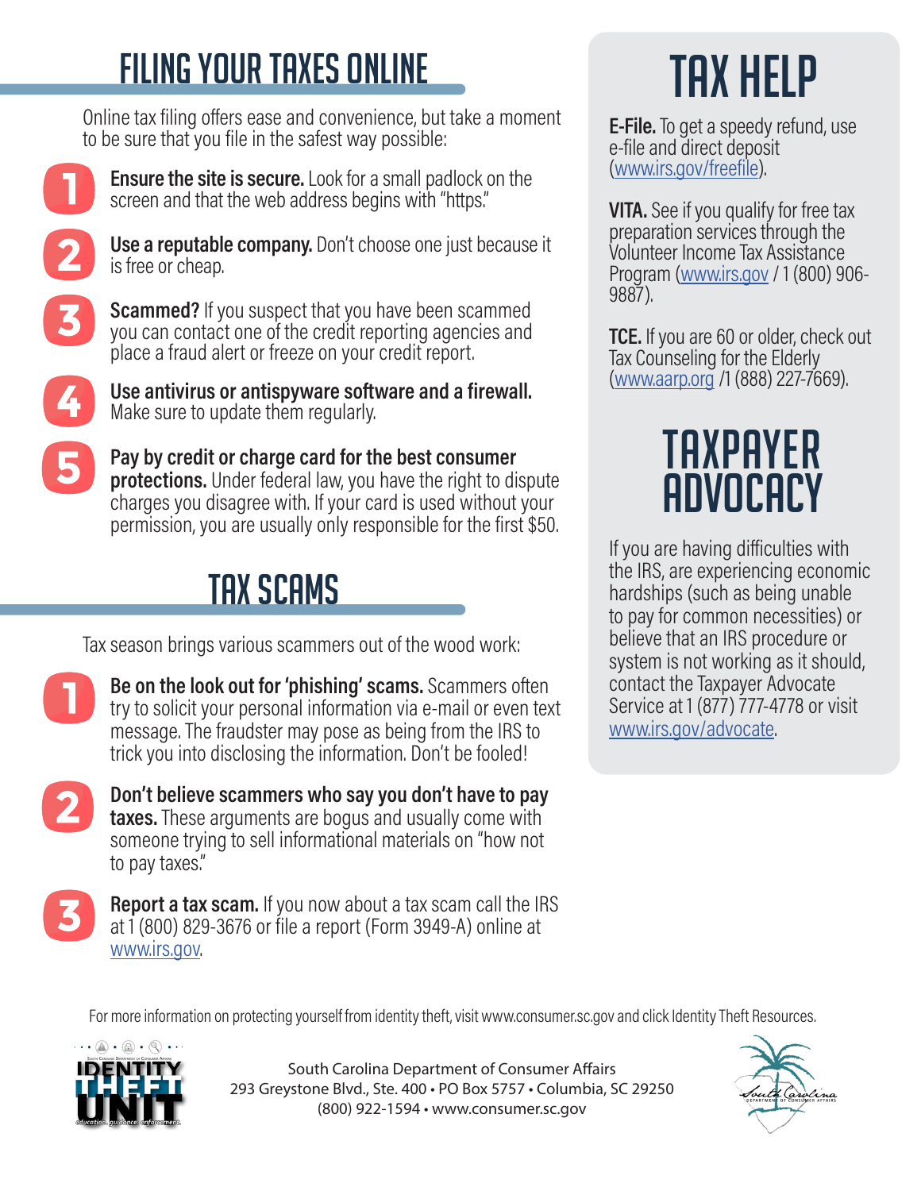## FILING YOUR TAXES ONLINE

Online tax filing offers ease and convenience, but take a moment to be sure that you file in the safest way possible:

1. **Ensure the site is secure.** Look for a small padlock on the screen and that the web address begins with "https."
2. **Use a reputable company.** Don't choose one just because it is free or cheap.
3. **Scammed?** If you suspect that you have been scammed you can contact one of the credit reporting agencies and place a fraud alert or freeze on your credit report.
4. **Use antivirus or antispyware software and a firewall.** Make sure to update them regularly.
5. **Pay by credit or charge card for the best consumer protections.** Under federal law, you have the right to dispute charges you disagree with. If your card is used without your permission, you are usually only responsible for the first $50.

## TAX SCAMS

Tax season brings various scammers out of the wood work:

1. **Be on the look out for 'phishing' scams.** Scammers often try to solicit your personal information via e-mail or even text message. The fraudster may pose as being from the IRS to trick you into disclosing the information. Don't be fooled!
2. **Don't believe scammers who say you don't have to pay taxes.** These arguments are bogus and usually come with someone trying to sell informational materials on "how not to pay taxes."
3. **Report a tax scam.** If you now about a tax scam call the IRS at 1 (800) 829-3676 or file a report (Form 3949-A) online at www.irs.gov.

## TAX HELP

**E-File.** To get a speedy refund, use e-file and direct deposit (www.irs.gov/freefile).

**VITA.** See if you qualify for free tax preparation services through the Volunteer Income Tax Assistance Program (www.irs.gov / 1 (800) 906-9887).

**TCE.** If you are 60 or older, check out Tax Counseling for the Elderly (www.aarp.org /1 (888) 227-7669).

## TAXPAYER ADVOCACY

If you are having difficulties with the IRS, are experiencing economic hardships (such as being unable to pay for common necessities) or believe that an IRS procedure or system is not working as it should, contact the Taxpayer Advocate Service at 1 (877) 777-4778 or visit www.irs.gov/advocate.

For more information on protecting yourself from identity theft, visit www.consumer.sc.gov and click Identity Theft Resources.

South Carolina Department of Consumer Affairs
293 Greystone Blvd., Ste. 400 • PO Box 5757 • Columbia, SC 29250
(800) 922-1594 • www.consumer.sc.gov